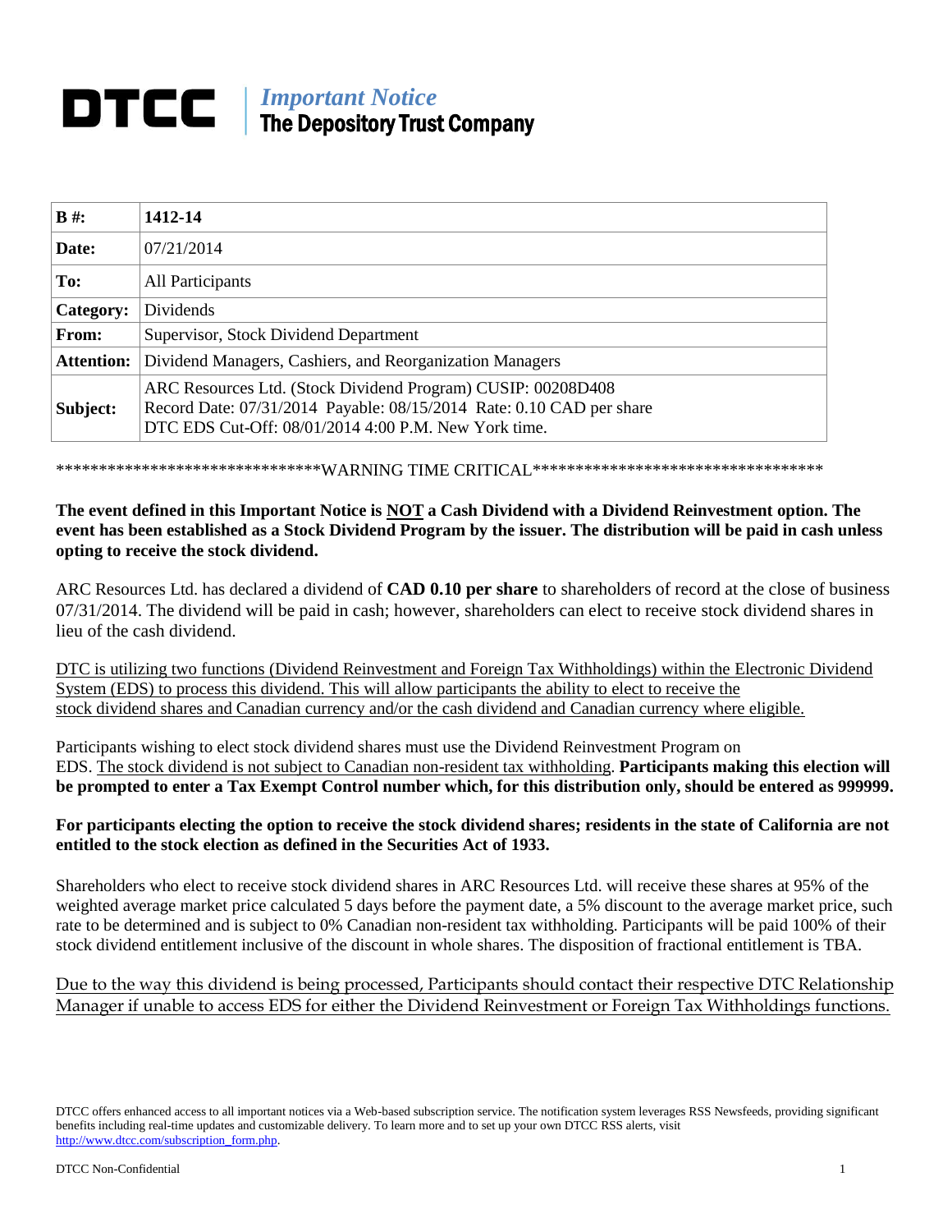# DTCC | *Important Notice* The Depository Trust Company

| **B #:** | **1412-14** |
|---|---|
| **Date:** | 07/21/2014 |
| **To:** | All Participants |
| **Category:** | Dividends |
| **From:** | Supervisor, Stock Dividend Department |
| **Attention:** | Dividend Managers, Cashiers, and Reorganization Managers |
| **Subject:** | ARC Resources Ltd. (Stock Dividend Program) CUSIP: 00208D408<br>Record Date: 07/31/2014 Payable: 08/15/2014 Rate: 0.10 CAD per share<br>DTC EDS Cut-Off: 08/01/2014 4:00 P.M. New York time. |

*******************************WARNING TIME CRITICAL***********************************

**The event defined in this Important Notice is NOT a Cash Dividend with a Dividend Reinvestment option. The event has been established as a Stock Dividend Program by the issuer. The distribution will be paid in cash unless opting to receive the stock dividend.**

ARC Resources Ltd. has declared a dividend of **CAD 0.10 per share** to shareholders of record at the close of business 07/31/2014. The dividend will be paid in cash; however, shareholders can elect to receive stock dividend shares in lieu of the cash dividend.

DTC is utilizing two functions (Dividend Reinvestment and Foreign Tax Withholdings) within the Electronic Dividend System (EDS) to process this dividend. This will allow participants the ability to elect to receive the stock dividend shares and Canadian currency and/or the cash dividend and Canadian currency where eligible.

Participants wishing to elect stock dividend shares must use the Dividend Reinvestment Program on EDS. The stock dividend is not subject to Canadian non-resident tax withholding. **Participants making this election will be prompted to enter a Tax Exempt Control number which, for this distribution only, should be entered as 999999.**

**For participants electing the option to receive the stock dividend shares; residents in the state of California are not entitled to the stock election as defined in the Securities Act of 1933.**

Shareholders who elect to receive stock dividend shares in ARC Resources Ltd. will receive these shares at 95% of the weighted average market price calculated 5 days before the payment date, a 5% discount to the average market price, such rate to be determined and is subject to 0% Canadian non-resident tax withholding. Participants will be paid 100% of their stock dividend entitlement inclusive of the discount in whole shares. The disposition of fractional entitlement is TBA.

Due to the way this dividend is being processed, Participants should contact their respective DTC Relationship Manager if unable to access EDS for either the Dividend Reinvestment or Foreign Tax Withholdings functions.

DTCC offers enhanced access to all important notices via a Web-based subscription service. The notification system leverages RSS Newsfeeds, providing significant benefits including real-time updates and customizable delivery. To learn more and to set up your own DTCC RSS alerts, visit http://www.dtcc.com/subscription_form.php.

DTCC Non-Confidential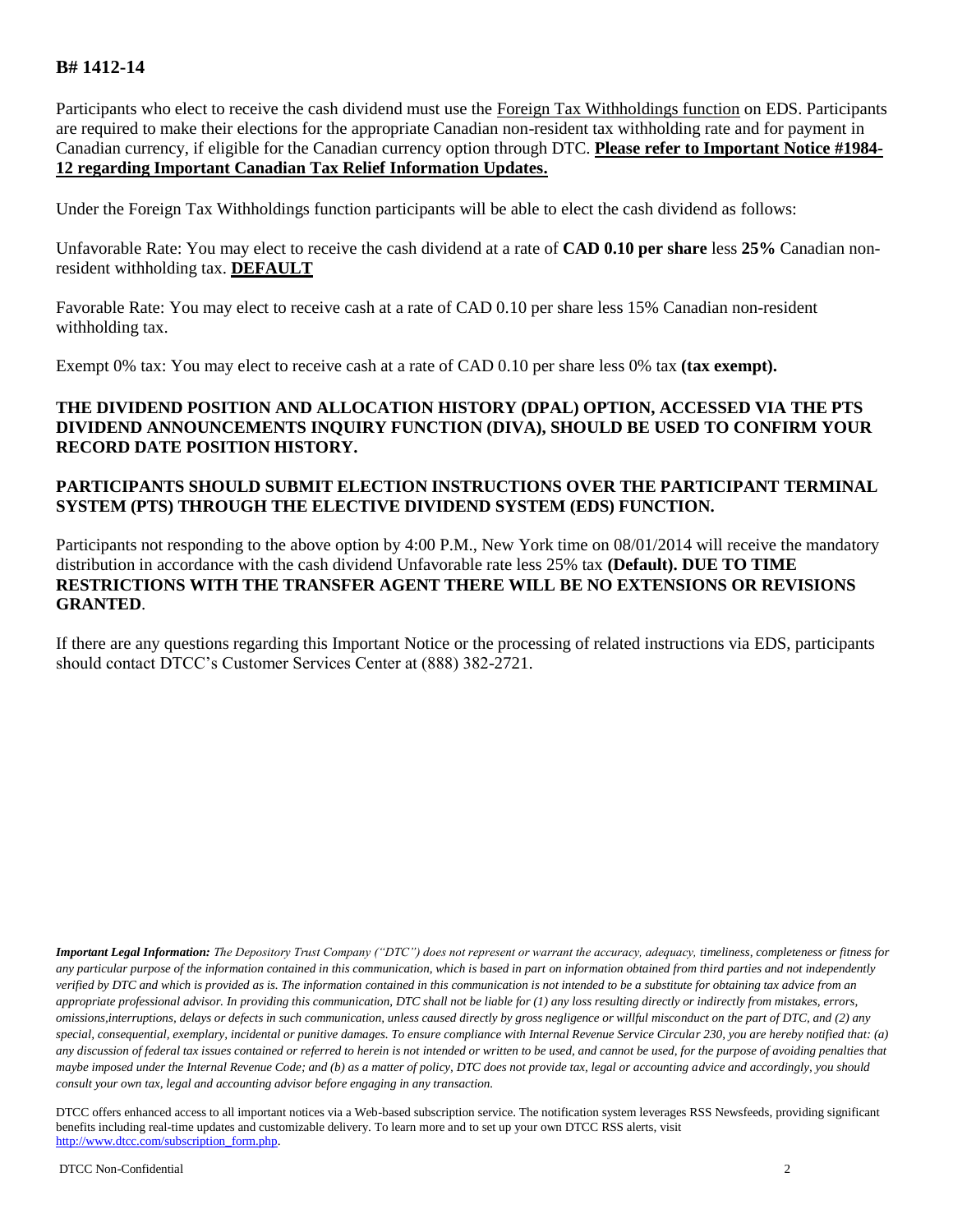**B# 1412-14**

Participants who elect to receive the cash dividend must use the Foreign Tax Withholdings function on EDS. Participants are required to make their elections for the appropriate Canadian non-resident tax withholding rate and for payment in Canadian currency, if eligible for the Canadian currency option through DTC. **Please refer to Important Notice #1984-12 regarding Important Canadian Tax Relief Information Updates.**

Under the Foreign Tax Withholdings function participants will be able to elect the cash dividend as follows:

Unfavorable Rate: You may elect to receive the cash dividend at a rate of **CAD 0.10 per share** less **25%** Canadian non-resident withholding tax. **DEFAULT**

Favorable Rate: You may elect to receive cash at a rate of CAD 0.10 per share less 15% Canadian non-resident withholding tax.

Exempt 0% tax: You may elect to receive cash at a rate of CAD 0.10 per share less 0% tax **(tax exempt).**

**THE DIVIDEND POSITION AND ALLOCATION HISTORY (DPAL) OPTION, ACCESSED VIA THE PTS DIVIDEND ANNOUNCEMENTS INQUIRY FUNCTION (DIVA), SHOULD BE USED TO CONFIRM YOUR RECORD DATE POSITION HISTORY.**

**PARTICIPANTS SHOULD SUBMIT ELECTION INSTRUCTIONS OVER THE PARTICIPANT TERMINAL SYSTEM (PTS) THROUGH THE ELECTIVE DIVIDEND SYSTEM (EDS) FUNCTION.**

Participants not responding to the above option by 4:00 P.M., New York time on 08/01/2014 will receive the mandatory distribution in accordance with the cash dividend Unfavorable rate less 25% tax **(Default). DUE TO TIME RESTRICTIONS WITH THE TRANSFER AGENT THERE WILL BE NO EXTENSIONS OR REVISIONS GRANTED**.

If there are any questions regarding this Important Notice or the processing of related instructions via EDS, participants should contact DTCC's Customer Services Center at (888) 382-2721.

***Important Legal Information:*** *The Depository Trust Company ("DTC") does not represent or warrant the accuracy, adequacy, timeliness, completeness or fitness for any particular purpose of the information contained in this communication, which is based in part on information obtained from third parties and not independently verified by DTC and which is provided as is. The information contained in this communication is not intended to be a substitute for obtaining tax advice from an appropriate professional advisor. In providing this communication, DTC shall not be liable for (1) any loss resulting directly or indirectly from mistakes, errors, omissions,interruptions, delays or defects in such communication, unless caused directly by gross negligence or willful misconduct on the part of DTC, and (2) any special, consequential, exemplary, incidental or punitive damages. To ensure compliance with Internal Revenue Service Circular 230, you are hereby notified that: (a) any discussion of federal tax issues contained or referred to herein is not intended or written to be used, and cannot be used, for the purpose of avoiding penalties that maybe imposed under the Internal Revenue Code; and (b) as a matter of policy, DTC does not provide tax, legal or accounting advice and accordingly, you should consult your own tax, legal and accounting advisor before engaging in any transaction.*

DTCC offers enhanced access to all important notices via a Web-based subscription service. The notification system leverages RSS Newsfeeds, providing significant benefits including real-time updates and customizable delivery. To learn more and to set up your own DTCC RSS alerts, visit http://www.dtcc.com/subscription_form.php.

DTCC Non-Confidential